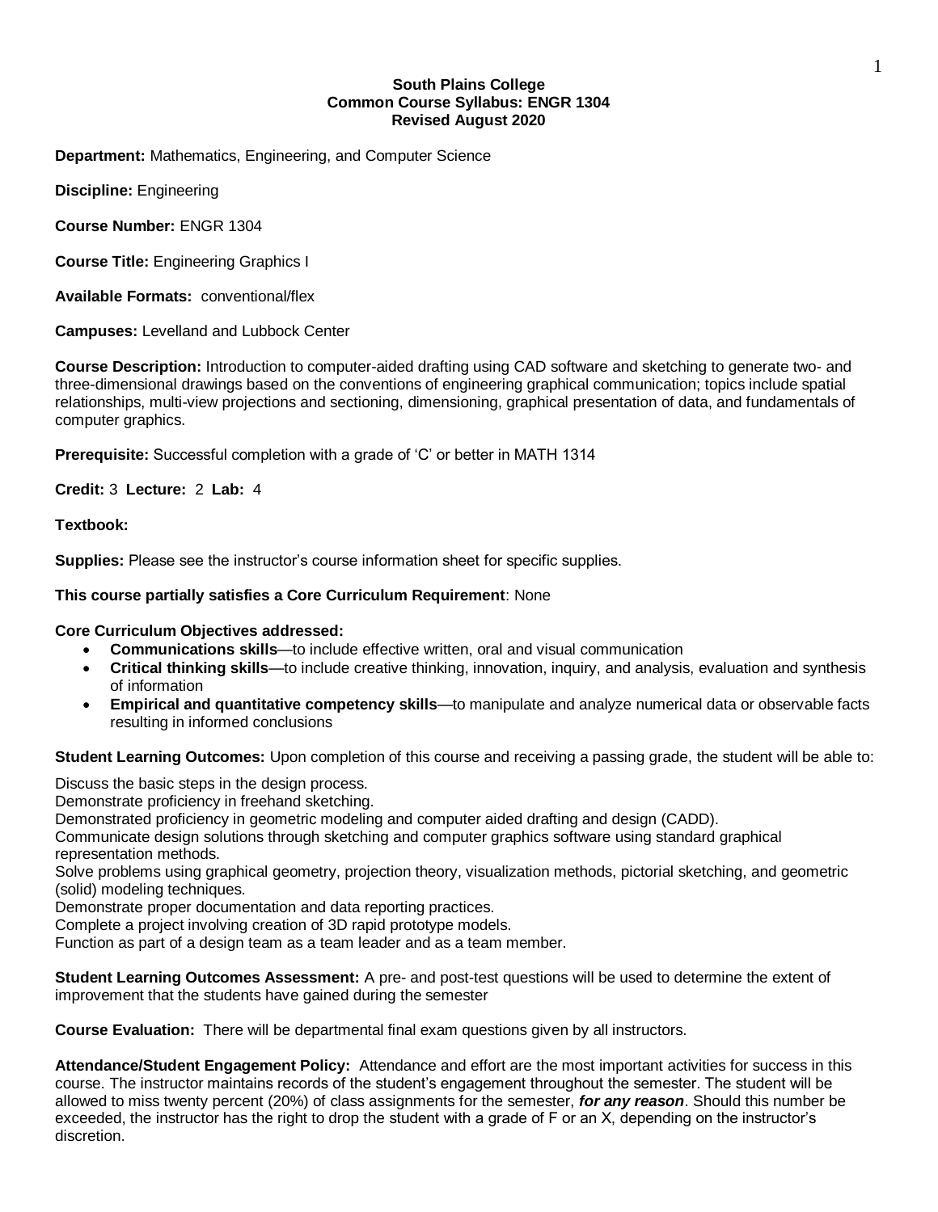**South Plains College**
**Common Course Syllabus: ENGR 1304**
**Revised August 2020**

**Department:** Mathematics, Engineering, and Computer Science

**Discipline:** Engineering

**Course Number:** ENGR 1304

**Course Title:** Engineering Graphics I

**Available Formats:** conventional/flex

**Campuses:** Levelland and Lubbock Center

**Course Description:** Introduction to computer-aided drafting using CAD software and sketching to generate two- and three-dimensional drawings based on the conventions of engineering graphical communication; topics include spatial relationships, multi-view projections and sectioning, dimensioning, graphical presentation of data, and fundamentals of computer graphics.

**Prerequisite:** Successful completion with a grade of 'C' or better in MATH 1314

**Credit:** 3 **Lecture:** 2 **Lab:** 4

**Textbook:**

**Supplies:** Please see the instructor's course information sheet for specific supplies.

**This course partially satisfies a Core Curriculum Requirement**: None

**Core Curriculum Objectives addressed:**

- **Communications skills**—to include effective written, oral and visual communication
- **Critical thinking skills**—to include creative thinking, innovation, inquiry, and analysis, evaluation and synthesis of information
- **Empirical and quantitative competency skills**—to manipulate and analyze numerical data or observable facts resulting in informed conclusions

**Student Learning Outcomes:** Upon completion of this course and receiving a passing grade, the student will be able to:

Discuss the basic steps in the design process.
Demonstrate proficiency in freehand sketching.
Demonstrated proficiency in geometric modeling and computer aided drafting and design (CADD).
Communicate design solutions through sketching and computer graphics software using standard graphical representation methods.
Solve problems using graphical geometry, projection theory, visualization methods, pictorial sketching, and geometric (solid) modeling techniques.
Demonstrate proper documentation and data reporting practices.
Complete a project involving creation of 3D rapid prototype models.
Function as part of a design team as a team leader and as a team member.

**Student Learning Outcomes Assessment:** A pre- and post-test questions will be used to determine the extent of improvement that the students have gained during the semester

**Course Evaluation:** There will be departmental final exam questions given by all instructors.

**Attendance/Student Engagement Policy:** Attendance and effort are the most important activities for success in this course. The instructor maintains records of the student's engagement throughout the semester. The student will be allowed to miss twenty percent (20%) of class assignments for the semester, ***for any reason***. Should this number be exceeded, the instructor has the right to drop the student with a grade of F or an X, depending on the instructor's discretion.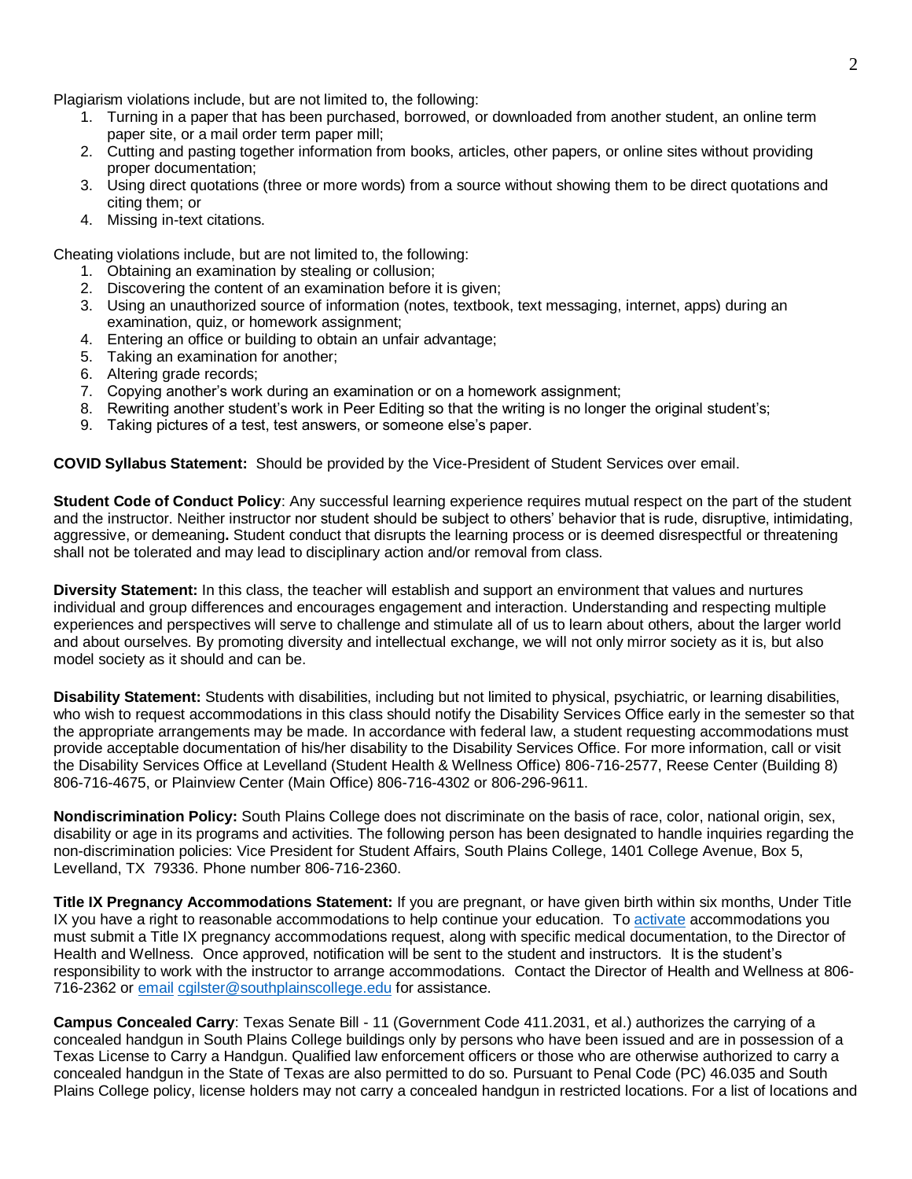Plagiarism violations include, but are not limited to, the following:

1. Turning in a paper that has been purchased, borrowed, or downloaded from another student, an online term paper site, or a mail order term paper mill;
2. Cutting and pasting together information from books, articles, other papers, or online sites without providing proper documentation;
3. Using direct quotations (three or more words) from a source without showing them to be direct quotations and citing them; or
4. Missing in-text citations.

Cheating violations include, but are not limited to, the following:

1. Obtaining an examination by stealing or collusion;
2. Discovering the content of an examination before it is given;
3. Using an unauthorized source of information (notes, textbook, text messaging, internet, apps) during an examination, quiz, or homework assignment;
4. Entering an office or building to obtain an unfair advantage;
5. Taking an examination for another;
6. Altering grade records;
7. Copying another's work during an examination or on a homework assignment;
8. Rewriting another student's work in Peer Editing so that the writing is no longer the original student's;
9. Taking pictures of a test, test answers, or someone else's paper.

**COVID Syllabus Statement:** Should be provided by the Vice-President of Student Services over email.

**Student Code of Conduct Policy**: Any successful learning experience requires mutual respect on the part of the student and the instructor. Neither instructor nor student should be subject to others' behavior that is rude, disruptive, intimidating, aggressive, or demeaning**.** Student conduct that disrupts the learning process or is deemed disrespectful or threatening shall not be tolerated and may lead to disciplinary action and/or removal from class.

**Diversity Statement:** In this class, the teacher will establish and support an environment that values and nurtures individual and group differences and encourages engagement and interaction. Understanding and respecting multiple experiences and perspectives will serve to challenge and stimulate all of us to learn about others, about the larger world and about ourselves. By promoting diversity and intellectual exchange, we will not only mirror society as it is, but also model society as it should and can be.

**Disability Statement:** Students with disabilities, including but not limited to physical, psychiatric, or learning disabilities, who wish to request accommodations in this class should notify the Disability Services Office early in the semester so that the appropriate arrangements may be made. In accordance with federal law, a student requesting accommodations must provide acceptable documentation of his/her disability to the Disability Services Office. For more information, call or visit the Disability Services Office at Levelland (Student Health & Wellness Office) 806-716-2577, Reese Center (Building 8) 806-716-4675, or Plainview Center (Main Office) 806-716-4302 or 806-296-9611.

**Nondiscrimination Policy:** South Plains College does not discriminate on the basis of race, color, national origin, sex, disability or age in its programs and activities. The following person has been designated to handle inquiries regarding the non-discrimination policies: Vice President for Student Affairs, South Plains College, 1401 College Avenue, Box 5, Levelland, TX 79336. Phone number 806-716-2360.

**Title IX Pregnancy Accommodations Statement:** If you are pregnant, or have given birth within six months, Under Title IX you have a right to reasonable accommodations to help continue your education. To activate accommodations you must submit a Title IX pregnancy accommodations request, along with specific medical documentation, to the Director of Health and Wellness. Once approved, notification will be sent to the student and instructors. It is the student's responsibility to work with the instructor to arrange accommodations. Contact the Director of Health and Wellness at 806-716-2362 or email cgilster@southplainscollege.edu for assistance.

**Campus Concealed Carry**: Texas Senate Bill - 11 (Government Code 411.2031, et al.) authorizes the carrying of a concealed handgun in South Plains College buildings only by persons who have been issued and are in possession of a Texas License to Carry a Handgun. Qualified law enforcement officers or those who are otherwise authorized to carry a concealed handgun in the State of Texas are also permitted to do so. Pursuant to Penal Code (PC) 46.035 and South Plains College policy, license holders may not carry a concealed handgun in restricted locations. For a list of locations and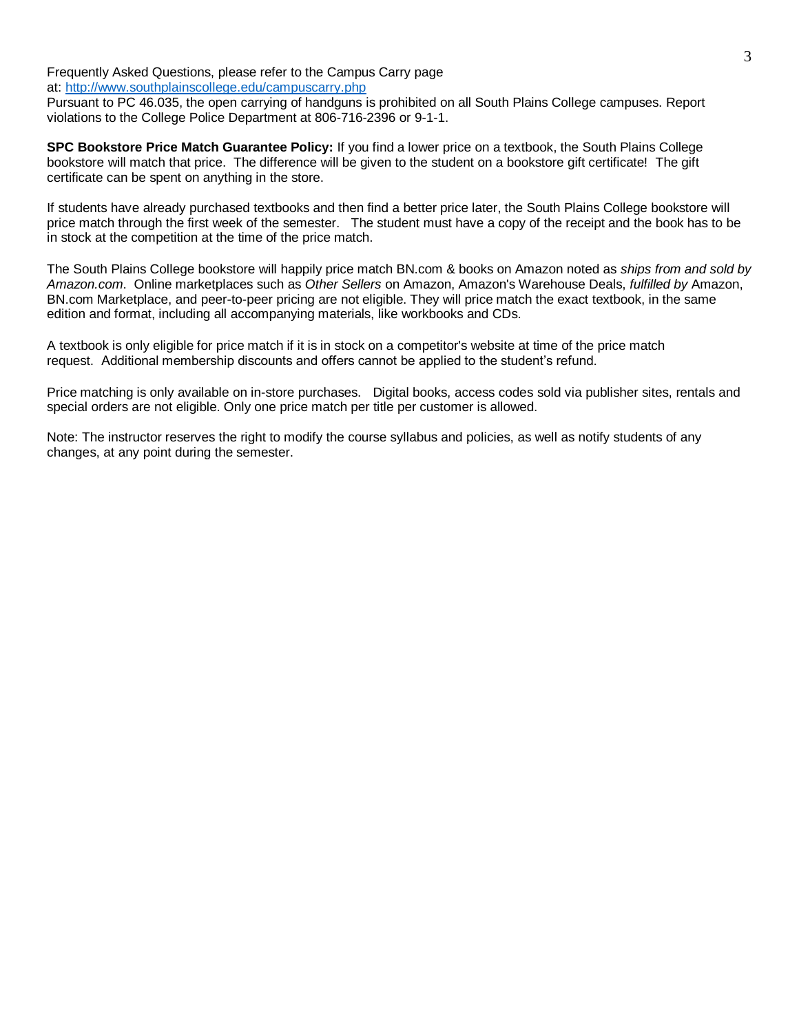Frequently Asked Questions, please refer to the Campus Carry page at: [http://www.southplainscollege.edu/campuscarry.php](http://www.southplainscollege.edu/campuscarry.php)
Pursuant to PC 46.035, the open carrying of handguns is prohibited on all South Plains College campuses. Report violations to the College Police Department at 806-716-2396 or 9-1-1.

**SPC Bookstore Price Match Guarantee Policy:** If you find a lower price on a textbook, the South Plains College bookstore will match that price. The difference will be given to the student on a bookstore gift certificate! The gift certificate can be spent on anything in the store.

If students have already purchased textbooks and then find a better price later, the South Plains College bookstore will price match through the first week of the semester. The student must have a copy of the receipt and the book has to be in stock at the competition at the time of the price match.

The South Plains College bookstore will happily price match BN.com & books on Amazon noted as *ships from and sold by Amazon.com*. Online marketplaces such as *Other Sellers* on Amazon, Amazon's Warehouse Deals, *fulfilled by* Amazon, BN.com Marketplace, and peer-to-peer pricing are not eligible. They will price match the exact textbook, in the same edition and format, including all accompanying materials, like workbooks and CDs.

A textbook is only eligible for price match if it is in stock on a competitor's website at time of the price match request. Additional membership discounts and offers cannot be applied to the student's refund.

Price matching is only available on in-store purchases. Digital books, access codes sold via publisher sites, rentals and special orders are not eligible. Only one price match per title per customer is allowed.

Note: The instructor reserves the right to modify the course syllabus and policies, as well as notify students of any changes, at any point during the semester.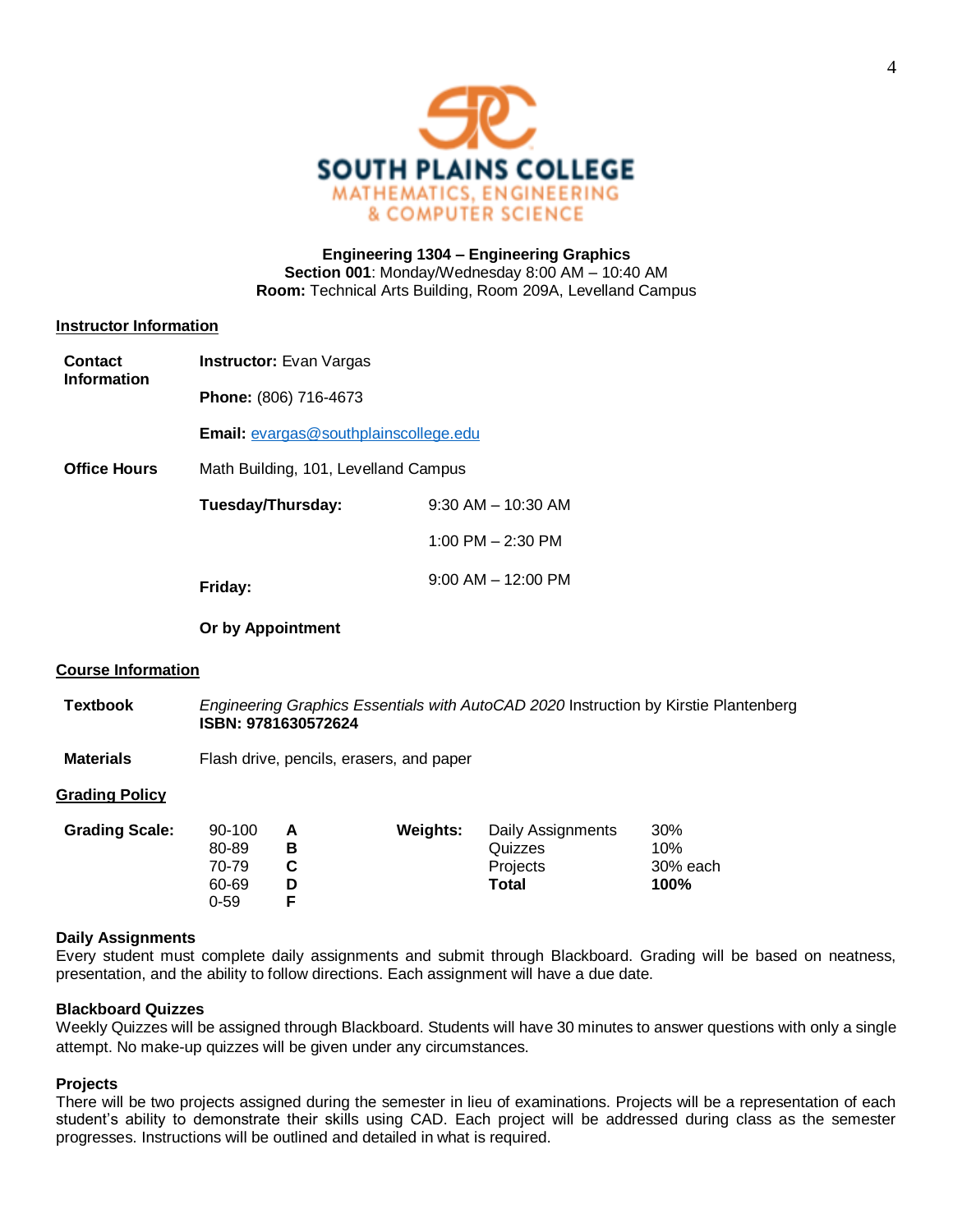SOUTH PLAINS COLLEGE
MATHEMATICS, ENGINEERING
& COMPUTER SCIENCE

**Engineering 1304 – Engineering Graphics**
**Section 001**: Monday/Wednesday 8:00 AM – 10:40 AM
**Room:** Technical Arts Building, Room 209A, Levelland Campus

## Instructor Information

**Contact Information**

**Instructor:** Evan Vargas

**Phone:** (806) 716-4673

**Email:** evargas@southplainscollege.edu

**Office Hours**

Math Building, 101, Levelland Campus

| | |
|---|---|
| **Tuesday/Thursday:** | 9:30 AM – 10:30 AM |
| | 1:00 PM – 2:30 PM |
| **Friday:** | 9:00 AM – 12:00 PM |

**Or by Appointment**

## Course Information

**Textbook** — *Engineering Graphics Essentials with AutoCAD 2020* Instruction by Kirstie Plantenberg
**ISBN: 9781630572624**

**Materials** — Flash drive, pencils, erasers, and paper

## Grading Policy

**Grading Scale:**

| Range | Grade |
|---|---|
| 90-100 | **A** |
| 80-89 | **B** |
| 70-79 | **C** |
| 60-69 | **D** |
| 0-59 | **F** |

**Weights:**

| Category | Weight |
|---|---|
| Daily Assignments | 30% |
| Quizzes | 10% |
| Projects | 30% each |
| **Total** | **100%** |

### Daily Assignments

Every student must complete daily assignments and submit through Blackboard. Grading will be based on neatness, presentation, and the ability to follow directions. Each assignment will have a due date.

### Blackboard Quizzes

Weekly Quizzes will be assigned through Blackboard. Students will have 30 minutes to answer questions with only a single attempt. No make-up quizzes will be given under any circumstances.

### Projects

There will be two projects assigned during the semester in lieu of examinations. Projects will be a representation of each student's ability to demonstrate their skills using CAD. Each project will be addressed during class as the semester progresses. Instructions will be outlined and detailed in what is required.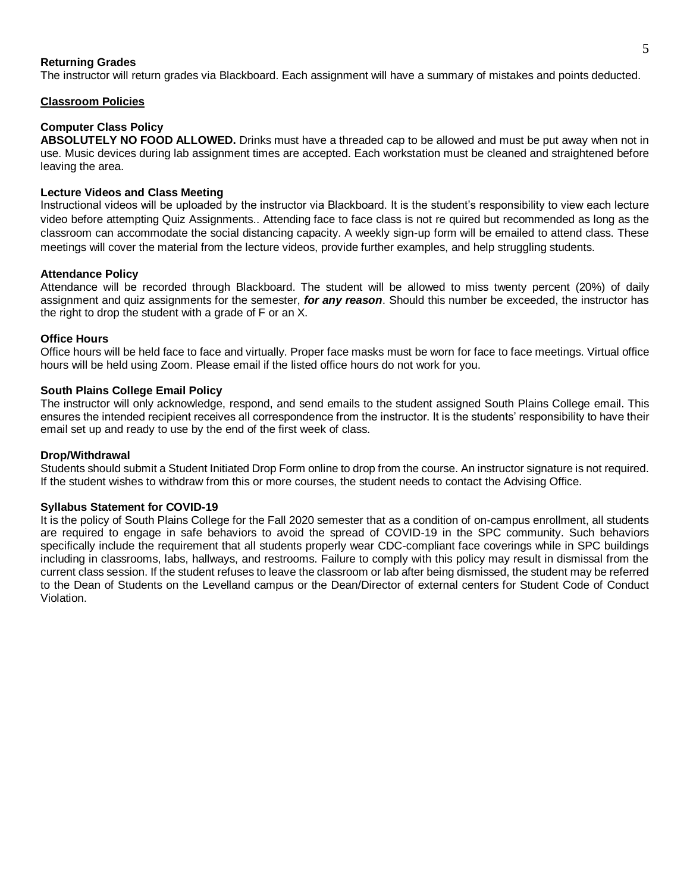**Returning Grades**

The instructor will return grades via Blackboard. Each assignment will have a summary of mistakes and points deducted.

## Classroom Policies

**Computer Class Policy**

**ABSOLUTELY NO FOOD ALLOWED.** Drinks must have a threaded cap to be allowed and must be put away when not in use. Music devices during lab assignment times are accepted. Each workstation must be cleaned and straightened before leaving the area.

**Lecture Videos and Class Meeting**

Instructional videos will be uploaded by the instructor via Blackboard. It is the student's responsibility to view each lecture video before attempting Quiz Assignments.. Attending face to face class is not re quired but recommended as long as the classroom can accommodate the social distancing capacity. A weekly sign-up form will be emailed to attend class. These meetings will cover the material from the lecture videos, provide further examples, and help struggling students.

**Attendance Policy**

Attendance will be recorded through Blackboard. The student will be allowed to miss twenty percent (20%) of daily assignment and quiz assignments for the semester, ***for any reason***. Should this number be exceeded, the instructor has the right to drop the student with a grade of F or an X.

**Office Hours**

Office hours will be held face to face and virtually. Proper face masks must be worn for face to face meetings. Virtual office hours will be held using Zoom. Please email if the listed office hours do not work for you.

**South Plains College Email Policy**

The instructor will only acknowledge, respond, and send emails to the student assigned South Plains College email. This ensures the intended recipient receives all correspondence from the instructor. It is the students' responsibility to have their email set up and ready to use by the end of the first week of class.

**Drop/Withdrawal**

Students should submit a Student Initiated Drop Form online to drop from the course. An instructor signature is not required. If the student wishes to withdraw from this or more courses, the student needs to contact the Advising Office.

**Syllabus Statement for COVID-19**

It is the policy of South Plains College for the Fall 2020 semester that as a condition of on-campus enrollment, all students are required to engage in safe behaviors to avoid the spread of COVID-19 in the SPC community. Such behaviors specifically include the requirement that all students properly wear CDC-compliant face coverings while in SPC buildings including in classrooms, labs, hallways, and restrooms. Failure to comply with this policy may result in dismissal from the current class session. If the student refuses to leave the classroom or lab after being dismissed, the student may be referred to the Dean of Students on the Levelland campus or the Dean/Director of external centers for Student Code of Conduct Violation.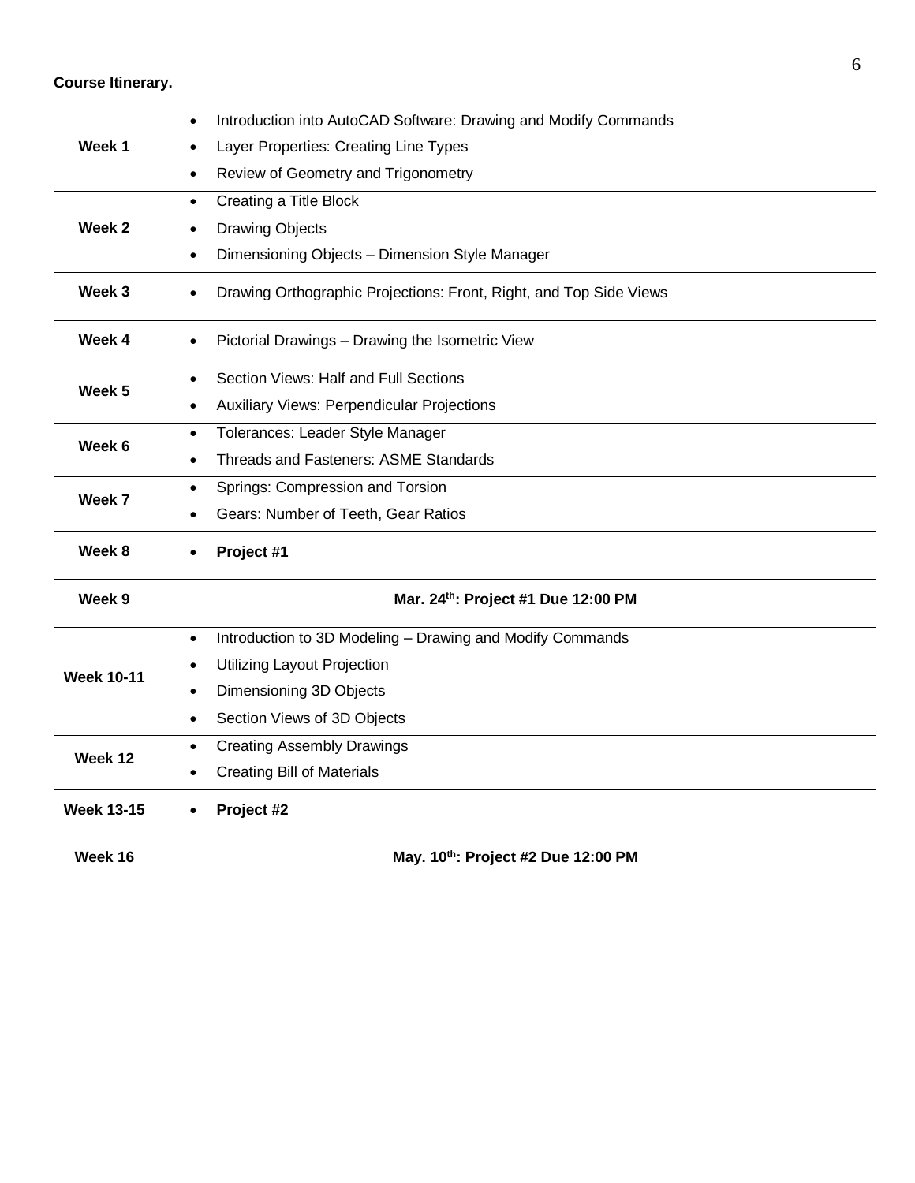**Course Itinerary.**

| | |
|---|---|
| **Week 1** | • Introduction into AutoCAD Software: Drawing and Modify Commands<br>• Layer Properties: Creating Line Types<br>• Review of Geometry and Trigonometry |
| **Week 2** | • Creating a Title Block<br>• Drawing Objects<br>• Dimensioning Objects – Dimension Style Manager |
| **Week 3** | • Drawing Orthographic Projections: Front, Right, and Top Side Views |
| **Week 4** | • Pictorial Drawings – Drawing the Isometric View |
| **Week 5** | • Section Views: Half and Full Sections<br>• Auxiliary Views: Perpendicular Projections |
| **Week 6** | • Tolerances: Leader Style Manager<br>• Threads and Fasteners: ASME Standards |
| **Week 7** | • Springs: Compression and Torsion<br>• Gears: Number of Teeth, Gear Ratios |
| **Week 8** | • **Project #1** |
| **Week 9** | **Mar. 24th: Project #1 Due 12:00 PM** |
| **Week 10-11** | • Introduction to 3D Modeling – Drawing and Modify Commands<br>• Utilizing Layout Projection<br>• Dimensioning 3D Objects<br>• Section Views of 3D Objects |
| **Week 12** | • Creating Assembly Drawings<br>• Creating Bill of Materials |
| **Week 13-15** | • **Project #2** |
| **Week 16** | **May. 10th: Project #2 Due 12:00 PM** |